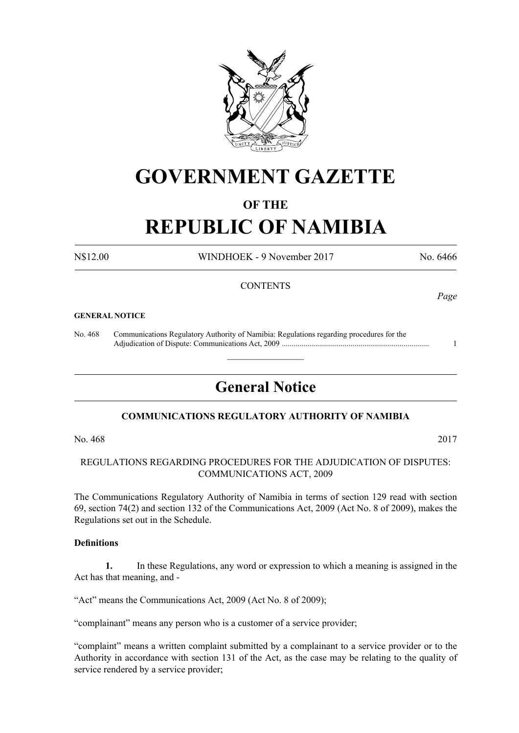# GOVERNMENT GAZETTE

## OF THE

# REPUBLIC OF NAMIBIA

N$12.00 WINDHOEK - 9 November 2017 No. 6466

CONTENTS

*Page*

**GENERAL NOTICE**

No. 468 Communications Regulatory Authority of Namibia: Regulations regarding procedures for the Adjudication of Dispute: Communications Act, 2009 ........................................................................... 1

---

## General Notice

### COMMUNICATIONS REGULATORY AUTHORITY OF NAMIBIA

No. 468 2017

REGULATIONS REGARDING PROCEDURES FOR THE ADJUDICATION OF DISPUTES: COMMUNICATIONS ACT, 2009

The Communications Regulatory Authority of Namibia in terms of section 129 read with section 69, section 74(2) and section 132 of the Communications Act, 2009 (Act No. 8 of 2009), makes the Regulations set out in the Schedule.

**Definitions**

**1.** In these Regulations, any word or expression to which a meaning is assigned in the Act has that meaning, and -

"Act" means the Communications Act, 2009 (Act No. 8 of 2009);

"complainant" means any person who is a customer of a service provider;

"complaint" means a written complaint submitted by a complainant to a service provider or to the Authority in accordance with section 131 of the Act, as the case may be relating to the quality of service rendered by a service provider;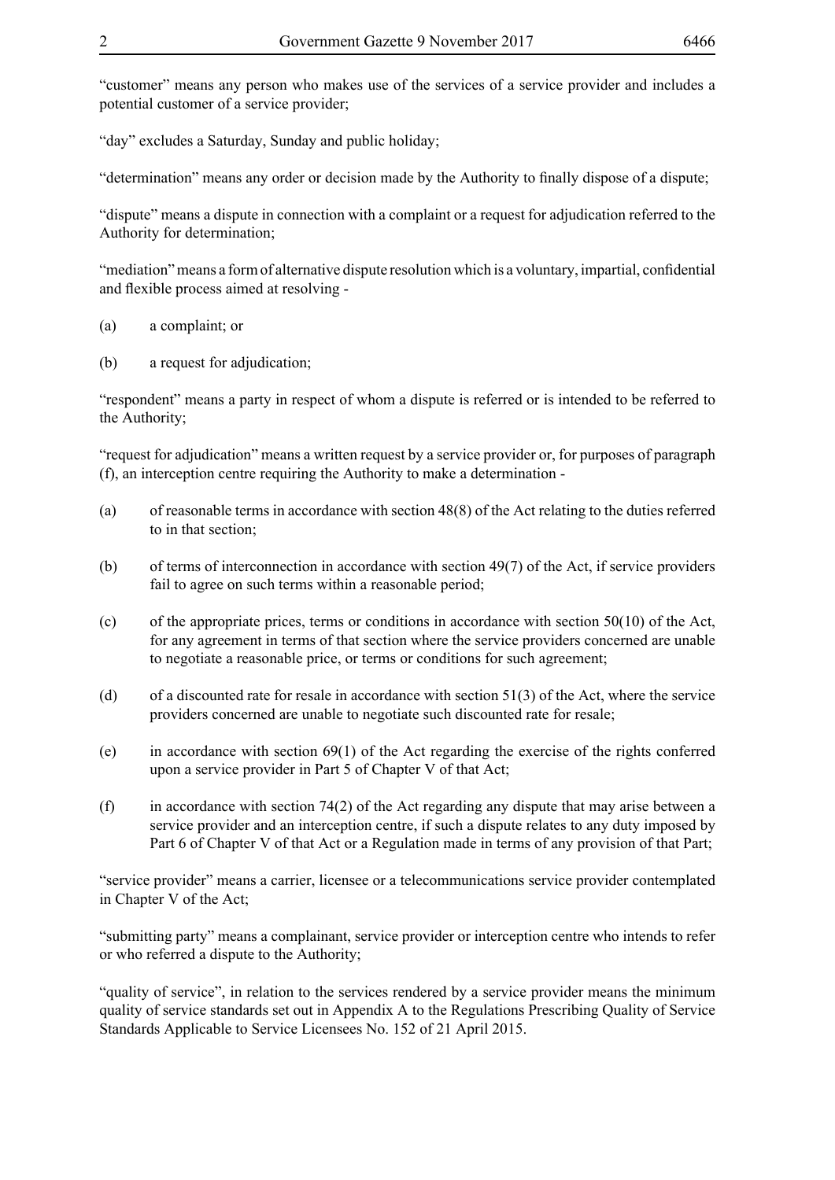"customer" means any person who makes use of the services of a service provider and includes a potential customer of a service provider;

"day" excludes a Saturday, Sunday and public holiday;

"determination" means any order or decision made by the Authority to finally dispose of a dispute;

"dispute" means a dispute in connection with a complaint or a request for adjudication referred to the Authority for determination;

"mediation" means a form of alternative dispute resolution which is a voluntary, impartial, confidential and flexible process aimed at resolving -

(a) a complaint; or

(b) a request for adjudication;

"respondent" means a party in respect of whom a dispute is referred or is intended to be referred to the Authority;

"request for adjudication" means a written request by a service provider or, for purposes of paragraph (f), an interception centre requiring the Authority to make a determination -

(a) of reasonable terms in accordance with section 48(8) of the Act relating to the duties referred to in that section;

(b) of terms of interconnection in accordance with section 49(7) of the Act, if service providers fail to agree on such terms within a reasonable period;

(c) of the appropriate prices, terms or conditions in accordance with section 50(10) of the Act, for any agreement in terms of that section where the service providers concerned are unable to negotiate a reasonable price, or terms or conditions for such agreement;

(d) of a discounted rate for resale in accordance with section 51(3) of the Act, where the service providers concerned are unable to negotiate such discounted rate for resale;

(e) in accordance with section 69(1) of the Act regarding the exercise of the rights conferred upon a service provider in Part 5 of Chapter V of that Act;

(f) in accordance with section 74(2) of the Act regarding any dispute that may arise between a service provider and an interception centre, if such a dispute relates to any duty imposed by Part 6 of Chapter V of that Act or a Regulation made in terms of any provision of that Part;

"service provider" means a carrier, licensee or a telecommunications service provider contemplated in Chapter V of the Act;

"submitting party" means a complainant, service provider or interception centre who intends to refer or who referred a dispute to the Authority;

"quality of service", in relation to the services rendered by a service provider means the minimum quality of service standards set out in Appendix A to the Regulations Prescribing Quality of Service Standards Applicable to Service Licensees No. 152 of 21 April 2015.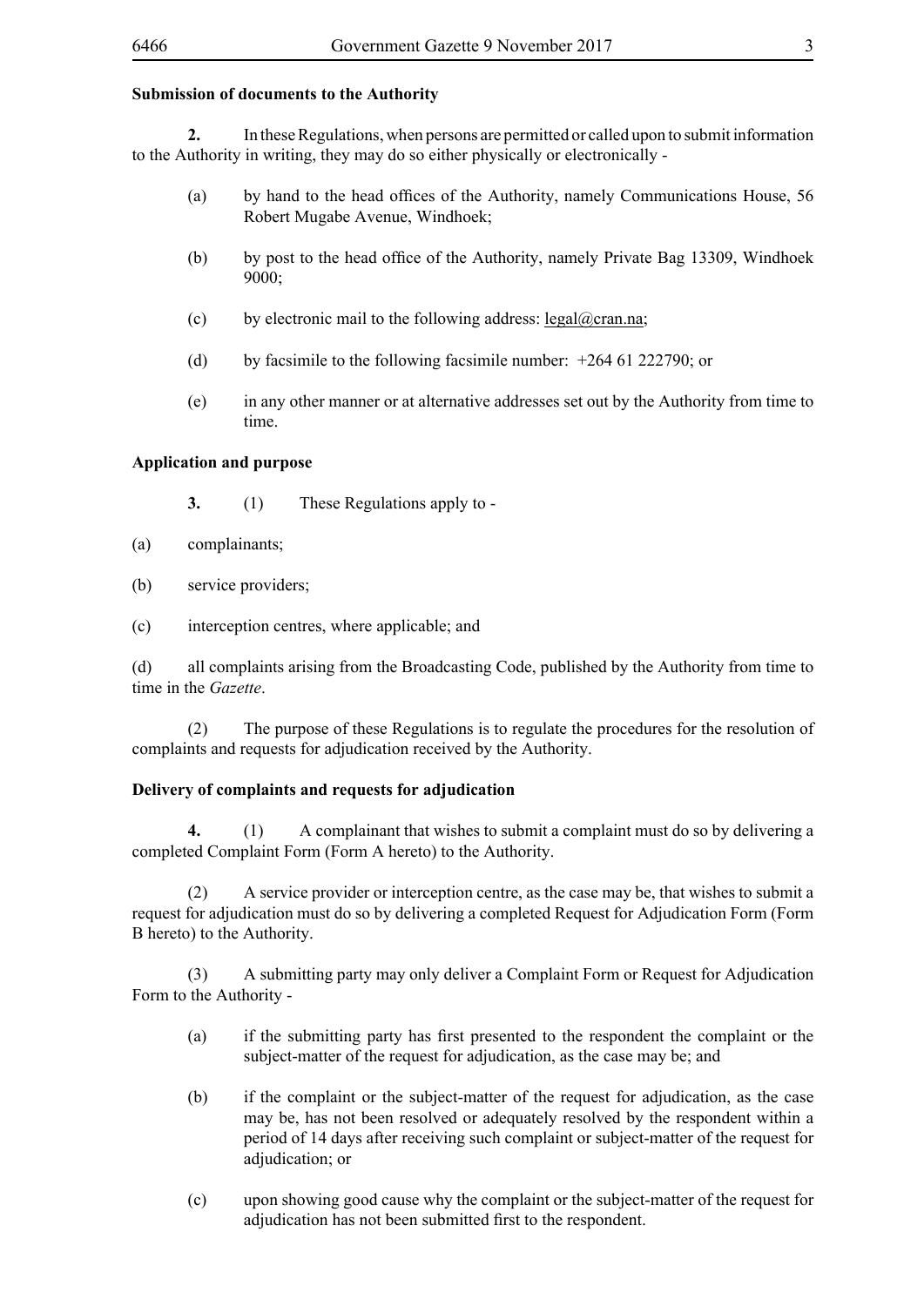**Submission of documents to the Authority**

**2.** In these Regulations, when persons are permitted or called upon to submit information to the Authority in writing, they may do so either physically or electronically -

(a) by hand to the head offices of the Authority, namely Communications House, 56 Robert Mugabe Avenue, Windhoek;

(b) by post to the head office of the Authority, namely Private Bag 13309, Windhoek 9000;

(c) by electronic mail to the following address: legal@cran.na;

(d) by facsimile to the following facsimile number: +264 61 222790; or

(e) in any other manner or at alternative addresses set out by the Authority from time to time.

**Application and purpose**

**3.** (1) These Regulations apply to -

(a) complainants;

(b) service providers;

(c) interception centres, where applicable; and

(d) all complaints arising from the Broadcasting Code, published by the Authority from time to time in the *Gazette*.

(2) The purpose of these Regulations is to regulate the procedures for the resolution of complaints and requests for adjudication received by the Authority.

**Delivery of complaints and requests for adjudication**

**4.** (1) A complainant that wishes to submit a complaint must do so by delivering a completed Complaint Form (Form A hereto) to the Authority.

(2) A service provider or interception centre, as the case may be, that wishes to submit a request for adjudication must do so by delivering a completed Request for Adjudication Form (Form B hereto) to the Authority.

(3) A submitting party may only deliver a Complaint Form or Request for Adjudication Form to the Authority -

(a) if the submitting party has first presented to the respondent the complaint or the subject-matter of the request for adjudication, as the case may be; and

(b) if the complaint or the subject-matter of the request for adjudication, as the case may be, has not been resolved or adequately resolved by the respondent within a period of 14 days after receiving such complaint or subject-matter of the request for adjudication; or

(c) upon showing good cause why the complaint or the subject-matter of the request for adjudication has not been submitted first to the respondent.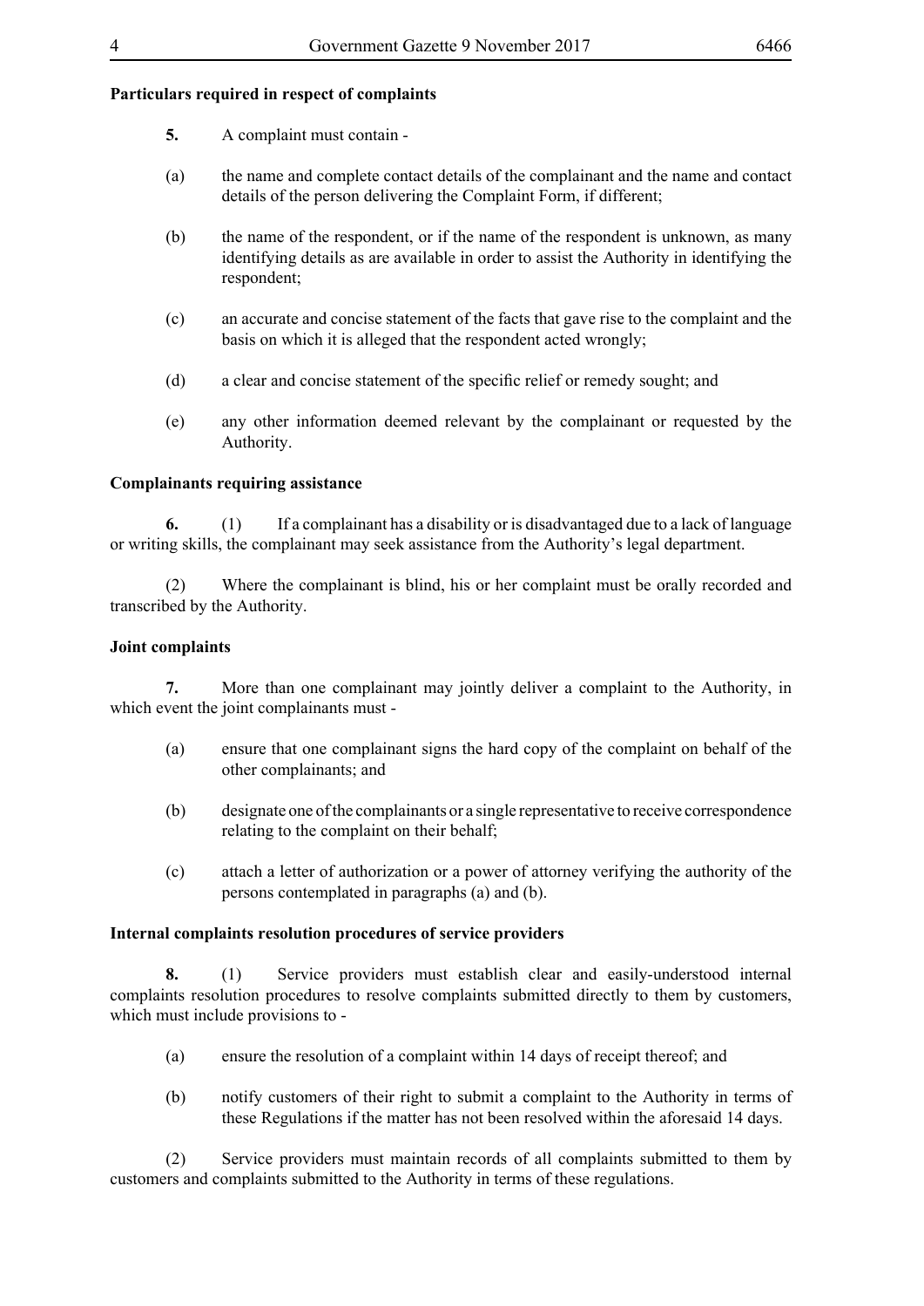**Particulars required in respect of complaints**

**5.** A complaint must contain -

(a) the name and complete contact details of the complainant and the name and contact details of the person delivering the Complaint Form, if different;

(b) the name of the respondent, or if the name of the respondent is unknown, as many identifying details as are available in order to assist the Authority in identifying the respondent;

(c) an accurate and concise statement of the facts that gave rise to the complaint and the basis on which it is alleged that the respondent acted wrongly;

(d) a clear and concise statement of the specific relief or remedy sought; and

(e) any other information deemed relevant by the complainant or requested by the Authority.

**Complainants requiring assistance**

**6.** (1) If a complainant has a disability or is disadvantaged due to a lack of language or writing skills, the complainant may seek assistance from the Authority's legal department.

(2) Where the complainant is blind, his or her complaint must be orally recorded and transcribed by the Authority.

**Joint complaints**

**7.** More than one complainant may jointly deliver a complaint to the Authority, in which event the joint complainants must -

(a) ensure that one complainant signs the hard copy of the complaint on behalf of the other complainants; and

(b) designate one of the complainants or a single representative to receive correspondence relating to the complaint on their behalf;

(c) attach a letter of authorization or a power of attorney verifying the authority of the persons contemplated in paragraphs (a) and (b).

**Internal complaints resolution procedures of service providers**

**8.** (1) Service providers must establish clear and easily-understood internal complaints resolution procedures to resolve complaints submitted directly to them by customers, which must include provisions to -

(a) ensure the resolution of a complaint within 14 days of receipt thereof; and

(b) notify customers of their right to submit a complaint to the Authority in terms of these Regulations if the matter has not been resolved within the aforesaid 14 days.

(2) Service providers must maintain records of all complaints submitted to them by customers and complaints submitted to the Authority in terms of these regulations.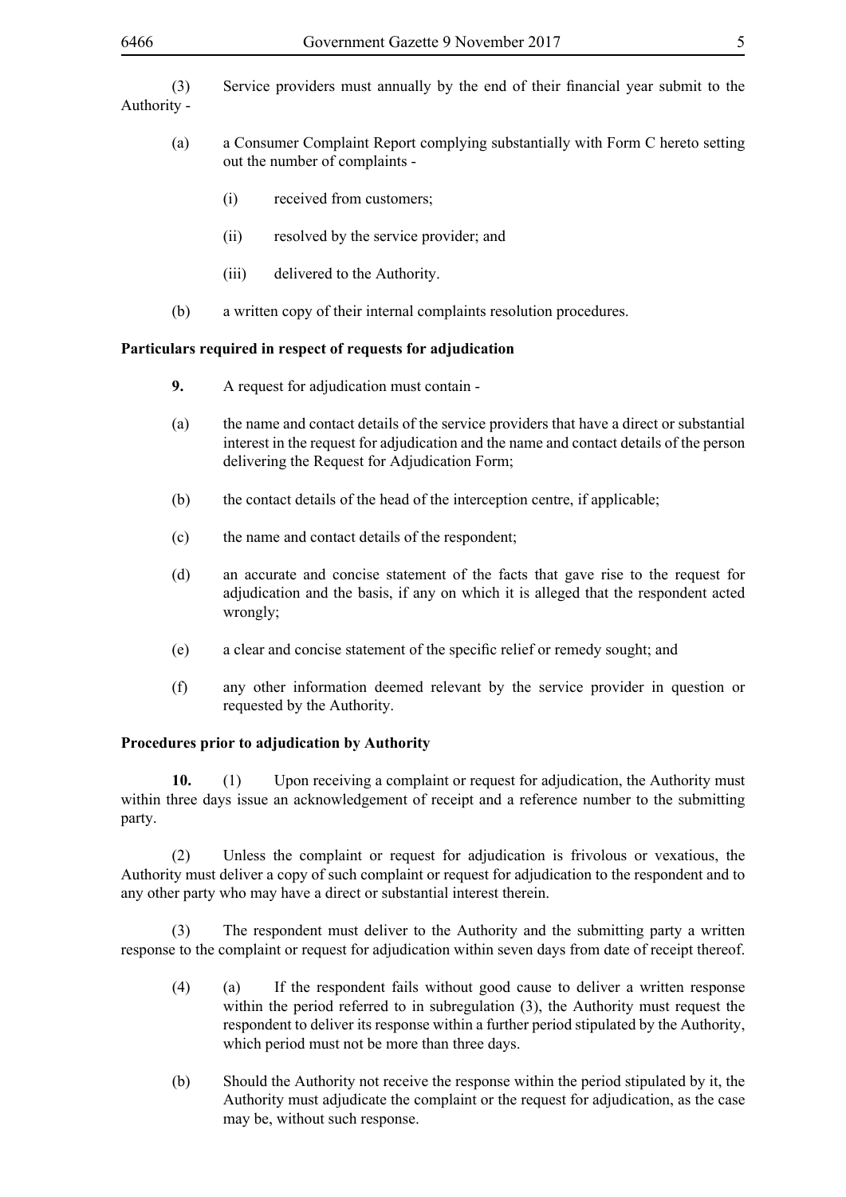(3) Service providers must annually by the end of their financial year submit to the Authority -

(a) a Consumer Complaint Report complying substantially with Form C hereto setting out the number of complaints -

(i) received from customers;

(ii) resolved by the service provider; and

(iii) delivered to the Authority.

(b) a written copy of their internal complaints resolution procedures.

**Particulars required in respect of requests for adjudication**

**9.** A request for adjudication must contain -

(a) the name and contact details of the service providers that have a direct or substantial interest in the request for adjudication and the name and contact details of the person delivering the Request for Adjudication Form;

(b) the contact details of the head of the interception centre, if applicable;

(c) the name and contact details of the respondent;

(d) an accurate and concise statement of the facts that gave rise to the request for adjudication and the basis, if any on which it is alleged that the respondent acted wrongly;

(e) a clear and concise statement of the specific relief or remedy sought; and

(f) any other information deemed relevant by the service provider in question or requested by the Authority.

**Procedures prior to adjudication by Authority**

**10.** (1) Upon receiving a complaint or request for adjudication, the Authority must within three days issue an acknowledgement of receipt and a reference number to the submitting party.

(2) Unless the complaint or request for adjudication is frivolous or vexatious, the Authority must deliver a copy of such complaint or request for adjudication to the respondent and to any other party who may have a direct or substantial interest therein.

(3) The respondent must deliver to the Authority and the submitting party a written response to the complaint or request for adjudication within seven days from date of receipt thereof.

(4) (a) If the respondent fails without good cause to deliver a written response within the period referred to in subregulation (3), the Authority must request the respondent to deliver its response within a further period stipulated by the Authority, which period must not be more than three days.

(b) Should the Authority not receive the response within the period stipulated by it, the Authority must adjudicate the complaint or the request for adjudication, as the case may be, without such response.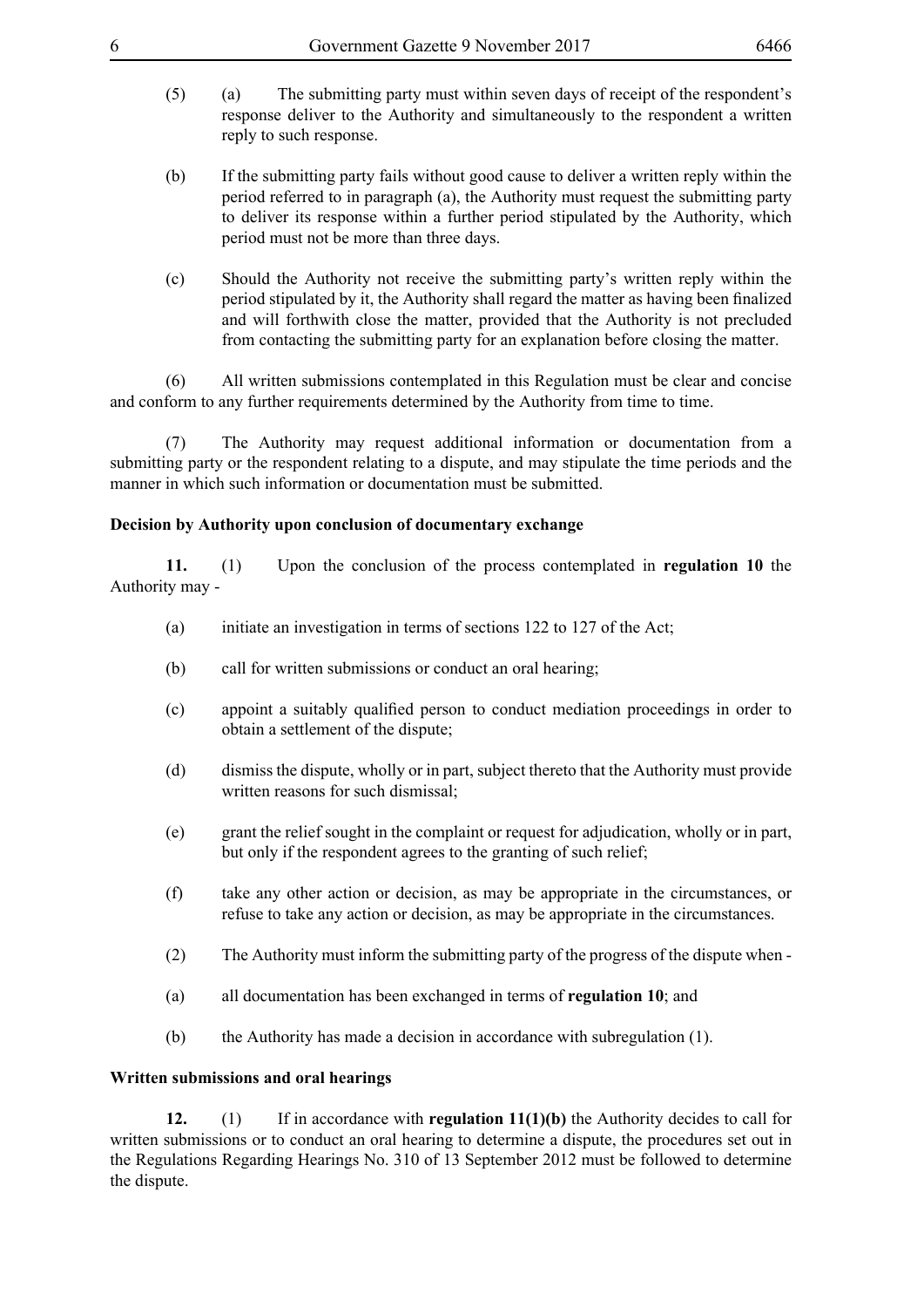(5) (a) The submitting party must within seven days of receipt of the respondent's response deliver to the Authority and simultaneously to the respondent a written reply to such response.

(b) If the submitting party fails without good cause to deliver a written reply within the period referred to in paragraph (a), the Authority must request the submitting party to deliver its response within a further period stipulated by the Authority, which period must not be more than three days.

(c) Should the Authority not receive the submitting party's written reply within the period stipulated by it, the Authority shall regard the matter as having been finalized and will forthwith close the matter, provided that the Authority is not precluded from contacting the submitting party for an explanation before closing the matter.

(6) All written submissions contemplated in this Regulation must be clear and concise and conform to any further requirements determined by the Authority from time to time.

(7) The Authority may request additional information or documentation from a submitting party or the respondent relating to a dispute, and may stipulate the time periods and the manner in which such information or documentation must be submitted.

**Decision by Authority upon conclusion of documentary exchange**

**11.** (1) Upon the conclusion of the process contemplated in **regulation 10** the Authority may -

(a) initiate an investigation in terms of sections 122 to 127 of the Act;

(b) call for written submissions or conduct an oral hearing;

(c) appoint a suitably qualified person to conduct mediation proceedings in order to obtain a settlement of the dispute;

(d) dismiss the dispute, wholly or in part, subject thereto that the Authority must provide written reasons for such dismissal;

(e) grant the relief sought in the complaint or request for adjudication, wholly or in part, but only if the respondent agrees to the granting of such relief;

(f) take any other action or decision, as may be appropriate in the circumstances, or refuse to take any action or decision, as may be appropriate in the circumstances.

(2) The Authority must inform the submitting party of the progress of the dispute when -

(a) all documentation has been exchanged in terms of **regulation 10**; and

(b) the Authority has made a decision in accordance with subregulation (1).

**Written submissions and oral hearings**

**12.** (1) If in accordance with **regulation 11(1)(b)** the Authority decides to call for written submissions or to conduct an oral hearing to determine a dispute, the procedures set out in the Regulations Regarding Hearings No. 310 of 13 September 2012 must be followed to determine the dispute.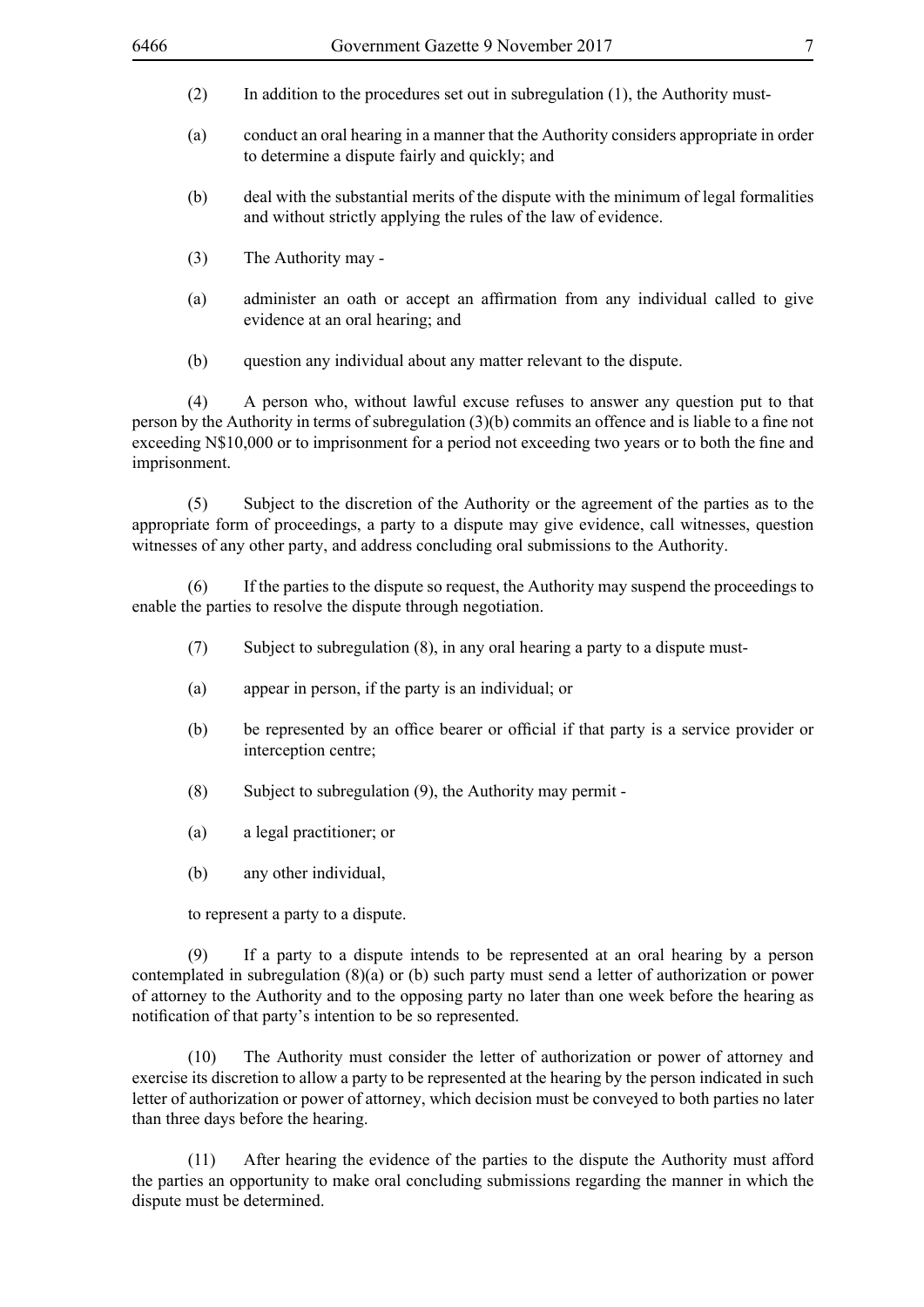(2) In addition to the procedures set out in subregulation (1), the Authority must-

(a) conduct an oral hearing in a manner that the Authority considers appropriate in order to determine a dispute fairly and quickly; and

(b) deal with the substantial merits of the dispute with the minimum of legal formalities and without strictly applying the rules of the law of evidence.

(3) The Authority may -

(a) administer an oath or accept an affirmation from any individual called to give evidence at an oral hearing; and

(b) question any individual about any matter relevant to the dispute.

(4) A person who, without lawful excuse refuses to answer any question put to that person by the Authority in terms of subregulation (3)(b) commits an offence and is liable to a fine not exceeding N$10,000 or to imprisonment for a period not exceeding two years or to both the fine and imprisonment.

(5) Subject to the discretion of the Authority or the agreement of the parties as to the appropriate form of proceedings, a party to a dispute may give evidence, call witnesses, question witnesses of any other party, and address concluding oral submissions to the Authority.

(6) If the parties to the dispute so request, the Authority may suspend the proceedings to enable the parties to resolve the dispute through negotiation.

(7) Subject to subregulation (8), in any oral hearing a party to a dispute must-

(a) appear in person, if the party is an individual; or

(b) be represented by an office bearer or official if that party is a service provider or interception centre;

(8) Subject to subregulation (9), the Authority may permit -

(a) a legal practitioner; or

(b) any other individual,

to represent a party to a dispute.

(9) If a party to a dispute intends to be represented at an oral hearing by a person contemplated in subregulation (8)(a) or (b) such party must send a letter of authorization or power of attorney to the Authority and to the opposing party no later than one week before the hearing as notification of that party's intention to be so represented.

(10) The Authority must consider the letter of authorization or power of attorney and exercise its discretion to allow a party to be represented at the hearing by the person indicated in such letter of authorization or power of attorney, which decision must be conveyed to both parties no later than three days before the hearing.

(11) After hearing the evidence of the parties to the dispute the Authority must afford the parties an opportunity to make oral concluding submissions regarding the manner in which the dispute must be determined.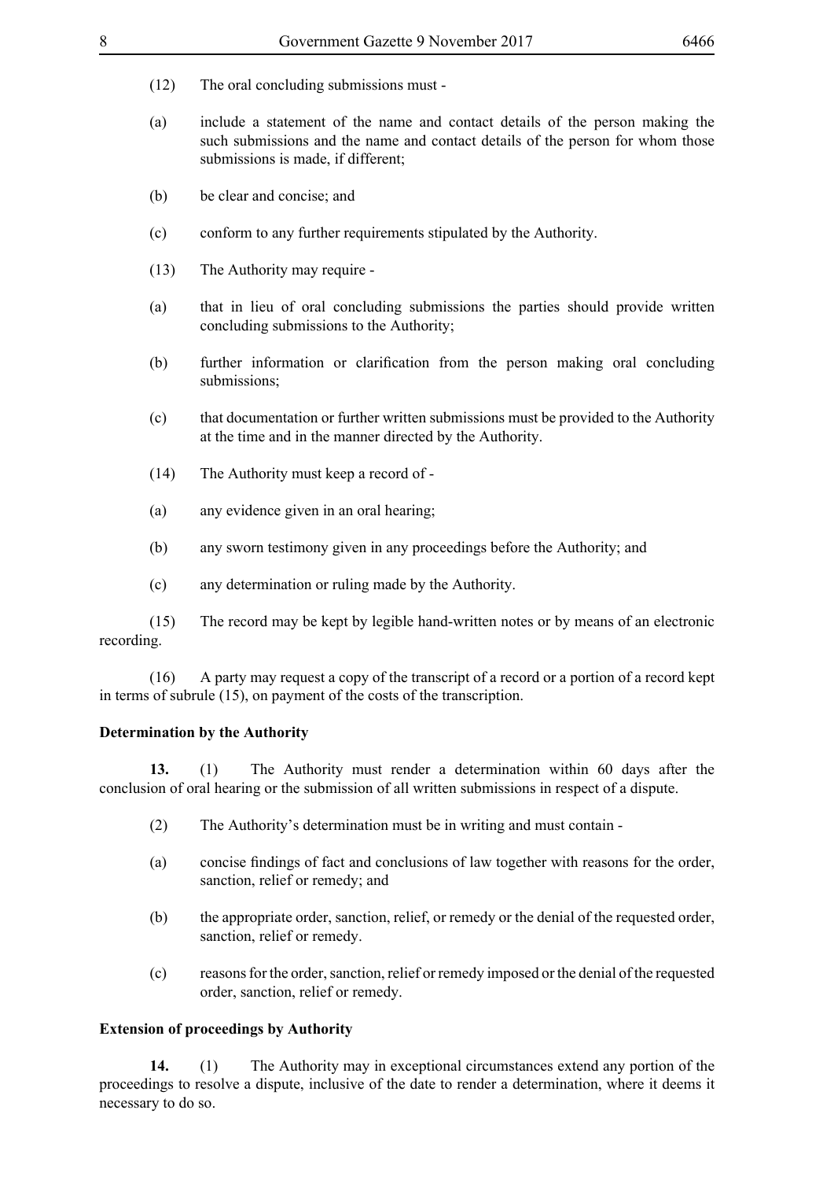(12) The oral concluding submissions must -

(a) include a statement of the name and contact details of the person making the such submissions and the name and contact details of the person for whom those submissions is made, if different;

(b) be clear and concise; and

(c) conform to any further requirements stipulated by the Authority.

(13) The Authority may require -

(a) that in lieu of oral concluding submissions the parties should provide written concluding submissions to the Authority;

(b) further information or clarification from the person making oral concluding submissions;

(c) that documentation or further written submissions must be provided to the Authority at the time and in the manner directed by the Authority.

(14) The Authority must keep a record of -

(a) any evidence given in an oral hearing;

(b) any sworn testimony given in any proceedings before the Authority; and

(c) any determination or ruling made by the Authority.

(15) The record may be kept by legible hand-written notes or by means of an electronic recording.

(16) A party may request a copy of the transcript of a record or a portion of a record kept in terms of subrule (15), on payment of the costs of the transcription.

**Determination by the Authority**

**13.** (1) The Authority must render a determination within 60 days after the conclusion of oral hearing or the submission of all written submissions in respect of a dispute.

(2) The Authority's determination must be in writing and must contain -

(a) concise findings of fact and conclusions of law together with reasons for the order, sanction, relief or remedy; and

(b) the appropriate order, sanction, relief, or remedy or the denial of the requested order, sanction, relief or remedy.

(c) reasons for the order, sanction, relief or remedy imposed or the denial of the requested order, sanction, relief or remedy.

**Extension of proceedings by Authority**

**14.** (1) The Authority may in exceptional circumstances extend any portion of the proceedings to resolve a dispute, inclusive of the date to render a determination, where it deems it necessary to do so.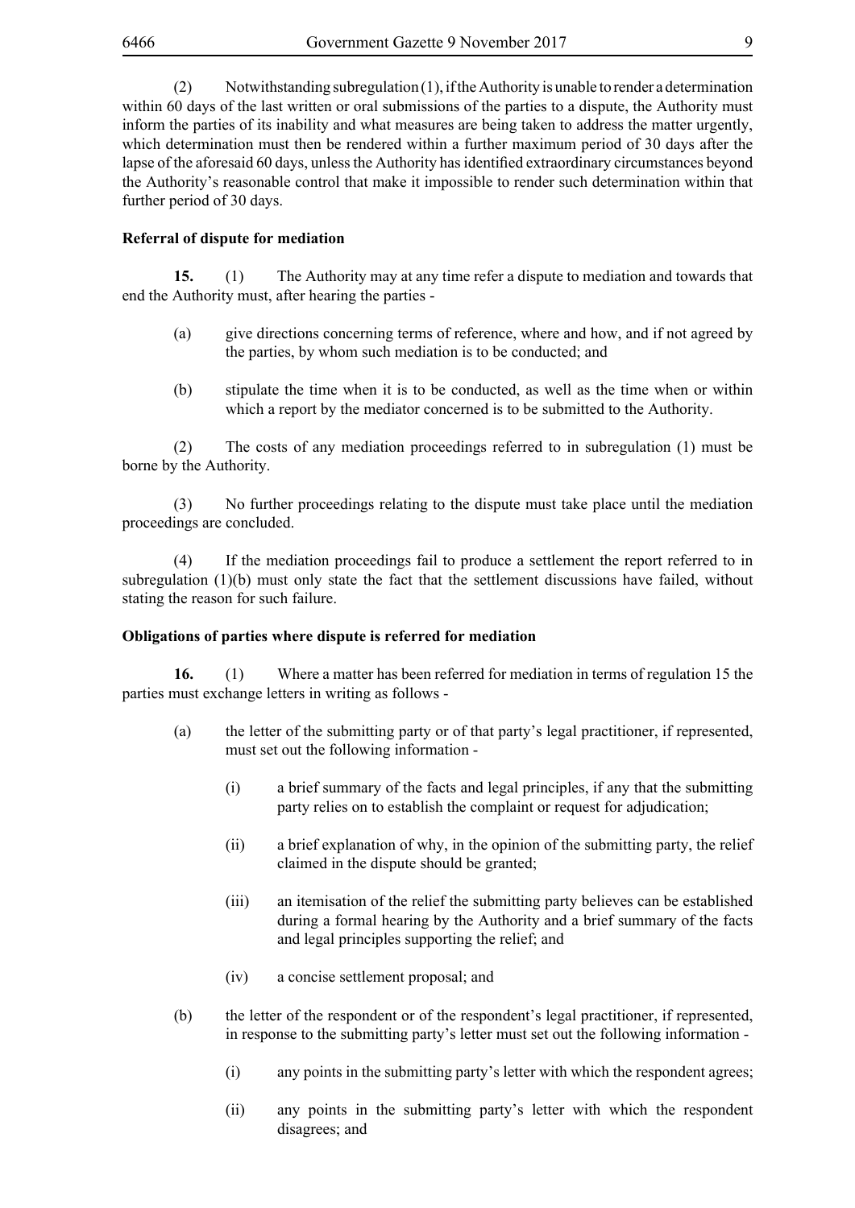(2) Notwithstanding subregulation (1), if the Authority is unable to render a determination within 60 days of the last written or oral submissions of the parties to a dispute, the Authority must inform the parties of its inability and what measures are being taken to address the matter urgently, which determination must then be rendered within a further maximum period of 30 days after the lapse of the aforesaid 60 days, unless the Authority has identified extraordinary circumstances beyond the Authority's reasonable control that make it impossible to render such determination within that further period of 30 days.

**Referral of dispute for mediation**

**15.** (1) The Authority may at any time refer a dispute to mediation and towards that end the Authority must, after hearing the parties -

(a) give directions concerning terms of reference, where and how, and if not agreed by the parties, by whom such mediation is to be conducted; and

(b) stipulate the time when it is to be conducted, as well as the time when or within which a report by the mediator concerned is to be submitted to the Authority.

(2) The costs of any mediation proceedings referred to in subregulation (1) must be borne by the Authority.

(3) No further proceedings relating to the dispute must take place until the mediation proceedings are concluded.

(4) If the mediation proceedings fail to produce a settlement the report referred to in subregulation (1)(b) must only state the fact that the settlement discussions have failed, without stating the reason for such failure.

**Obligations of parties where dispute is referred for mediation**

**16.** (1) Where a matter has been referred for mediation in terms of regulation 15 the parties must exchange letters in writing as follows -

(a) the letter of the submitting party or of that party's legal practitioner, if represented, must set out the following information -

(i) a brief summary of the facts and legal principles, if any that the submitting party relies on to establish the complaint or request for adjudication;

(ii) a brief explanation of why, in the opinion of the submitting party, the relief claimed in the dispute should be granted;

(iii) an itemisation of the relief the submitting party believes can be established during a formal hearing by the Authority and a brief summary of the facts and legal principles supporting the relief; and

(iv) a concise settlement proposal; and

(b) the letter of the respondent or of the respondent's legal practitioner, if represented, in response to the submitting party's letter must set out the following information -

(i) any points in the submitting party's letter with which the respondent agrees;

(ii) any points in the submitting party's letter with which the respondent disagrees; and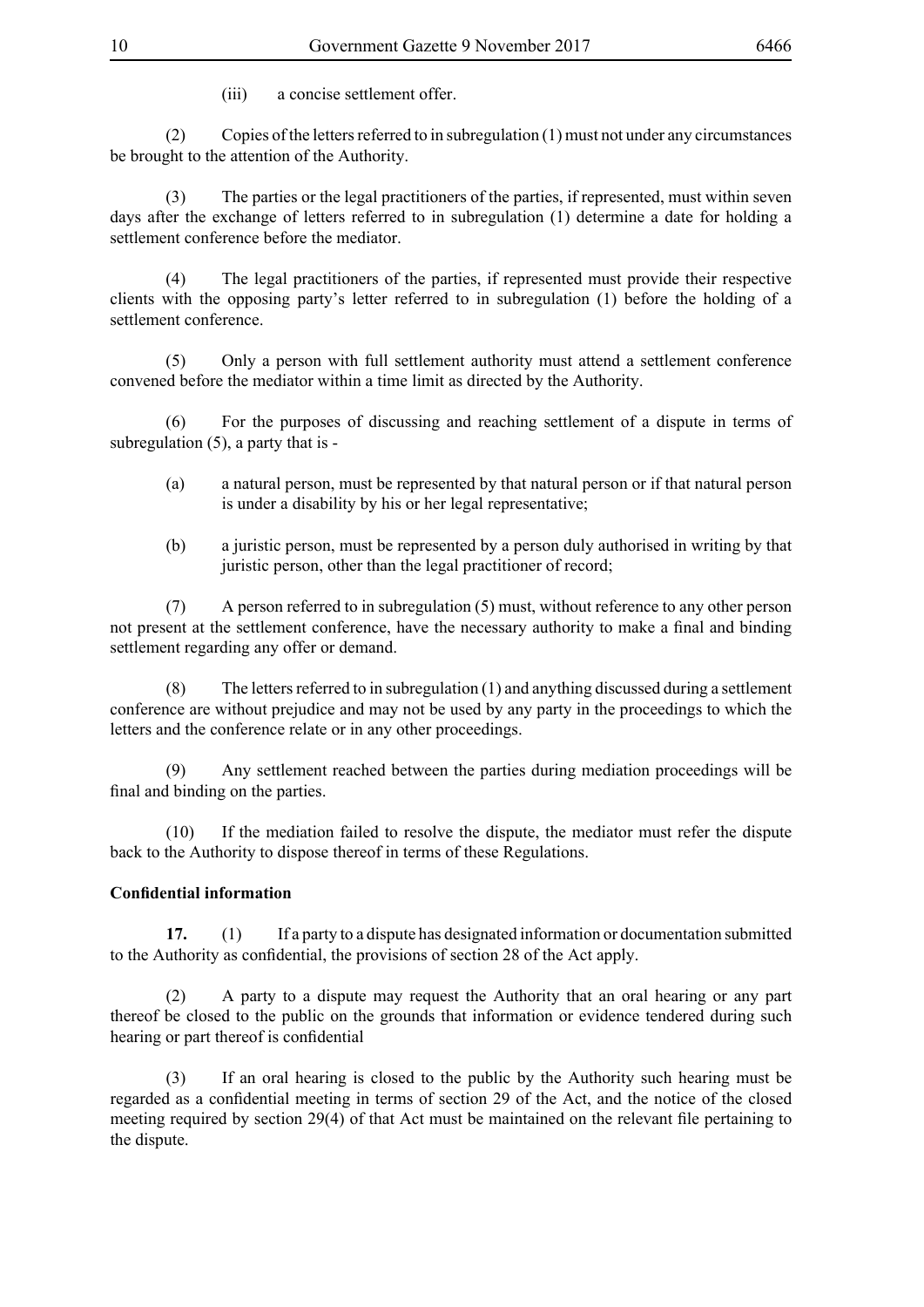(iii) a concise settlement offer.

(2) Copies of the letters referred to in subregulation (1) must not under any circumstances be brought to the attention of the Authority.

(3) The parties or the legal practitioners of the parties, if represented, must within seven days after the exchange of letters referred to in subregulation (1) determine a date for holding a settlement conference before the mediator.

(4) The legal practitioners of the parties, if represented must provide their respective clients with the opposing party's letter referred to in subregulation (1) before the holding of a settlement conference.

(5) Only a person with full settlement authority must attend a settlement conference convened before the mediator within a time limit as directed by the Authority.

(6) For the purposes of discussing and reaching settlement of a dispute in terms of subregulation (5), a party that is -

(a) a natural person, must be represented by that natural person or if that natural person is under a disability by his or her legal representative;

(b) a juristic person, must be represented by a person duly authorised in writing by that juristic person, other than the legal practitioner of record;

(7) A person referred to in subregulation (5) must, without reference to any other person not present at the settlement conference, have the necessary authority to make a final and binding settlement regarding any offer or demand.

(8) The letters referred to in subregulation (1) and anything discussed during a settlement conference are without prejudice and may not be used by any party in the proceedings to which the letters and the conference relate or in any other proceedings.

(9) Any settlement reached between the parties during mediation proceedings will be final and binding on the parties.

(10) If the mediation failed to resolve the dispute, the mediator must refer the dispute back to the Authority to dispose thereof in terms of these Regulations.

**Confidential information**

**17.** (1) If a party to a dispute has designated information or documentation submitted to the Authority as confidential, the provisions of section 28 of the Act apply.

(2) A party to a dispute may request the Authority that an oral hearing or any part thereof be closed to the public on the grounds that information or evidence tendered during such hearing or part thereof is confidential

(3) If an oral hearing is closed to the public by the Authority such hearing must be regarded as a confidential meeting in terms of section 29 of the Act, and the notice of the closed meeting required by section 29(4) of that Act must be maintained on the relevant file pertaining to the dispute.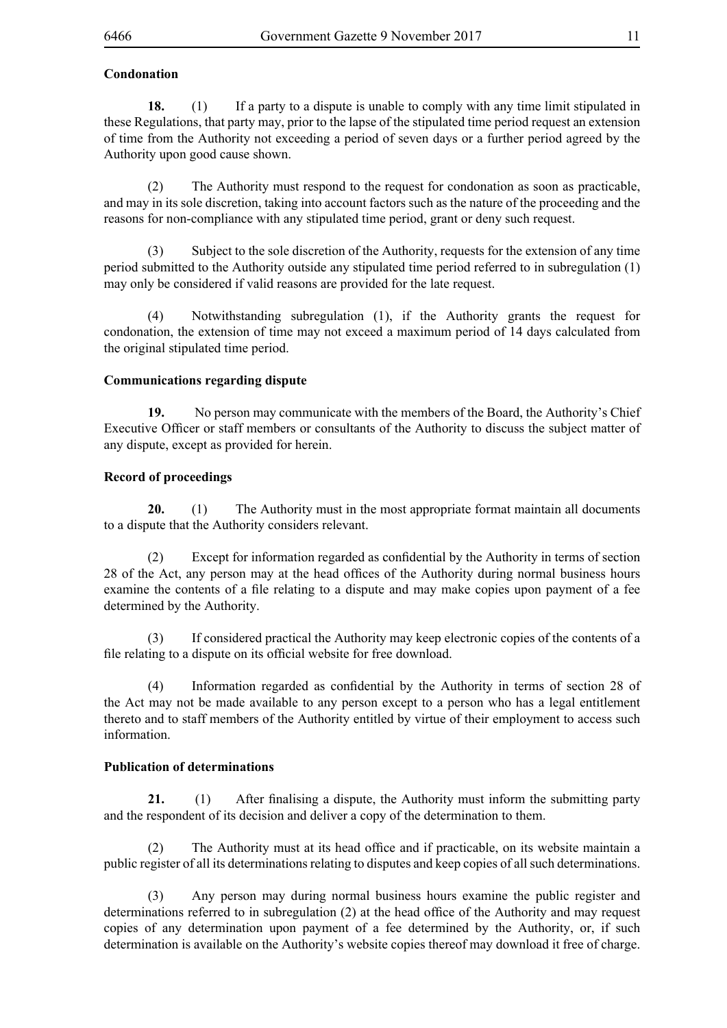**Condonation**

**18.** (1) If a party to a dispute is unable to comply with any time limit stipulated in these Regulations, that party may, prior to the lapse of the stipulated time period request an extension of time from the Authority not exceeding a period of seven days or a further period agreed by the Authority upon good cause shown.

(2) The Authority must respond to the request for condonation as soon as practicable, and may in its sole discretion, taking into account factors such as the nature of the proceeding and the reasons for non-compliance with any stipulated time period, grant or deny such request.

(3) Subject to the sole discretion of the Authority, requests for the extension of any time period submitted to the Authority outside any stipulated time period referred to in subregulation (1) may only be considered if valid reasons are provided for the late request.

(4) Notwithstanding subregulation (1), if the Authority grants the request for condonation, the extension of time may not exceed a maximum period of 14 days calculated from the original stipulated time period.

**Communications regarding dispute**

**19.** No person may communicate with the members of the Board, the Authority's Chief Executive Officer or staff members or consultants of the Authority to discuss the subject matter of any dispute, except as provided for herein.

**Record of proceedings**

**20.** (1) The Authority must in the most appropriate format maintain all documents to a dispute that the Authority considers relevant.

(2) Except for information regarded as confidential by the Authority in terms of section 28 of the Act, any person may at the head offices of the Authority during normal business hours examine the contents of a file relating to a dispute and may make copies upon payment of a fee determined by the Authority.

(3) If considered practical the Authority may keep electronic copies of the contents of a file relating to a dispute on its official website for free download.

(4) Information regarded as confidential by the Authority in terms of section 28 of the Act may not be made available to any person except to a person who has a legal entitlement thereto and to staff members of the Authority entitled by virtue of their employment to access such information.

**Publication of determinations**

**21.** (1) After finalising a dispute, the Authority must inform the submitting party and the respondent of its decision and deliver a copy of the determination to them.

(2) The Authority must at its head office and if practicable, on its website maintain a public register of all its determinations relating to disputes and keep copies of all such determinations.

(3) Any person may during normal business hours examine the public register and determinations referred to in subregulation (2) at the head office of the Authority and may request copies of any determination upon payment of a fee determined by the Authority, or, if such determination is available on the Authority's website copies thereof may download it free of charge.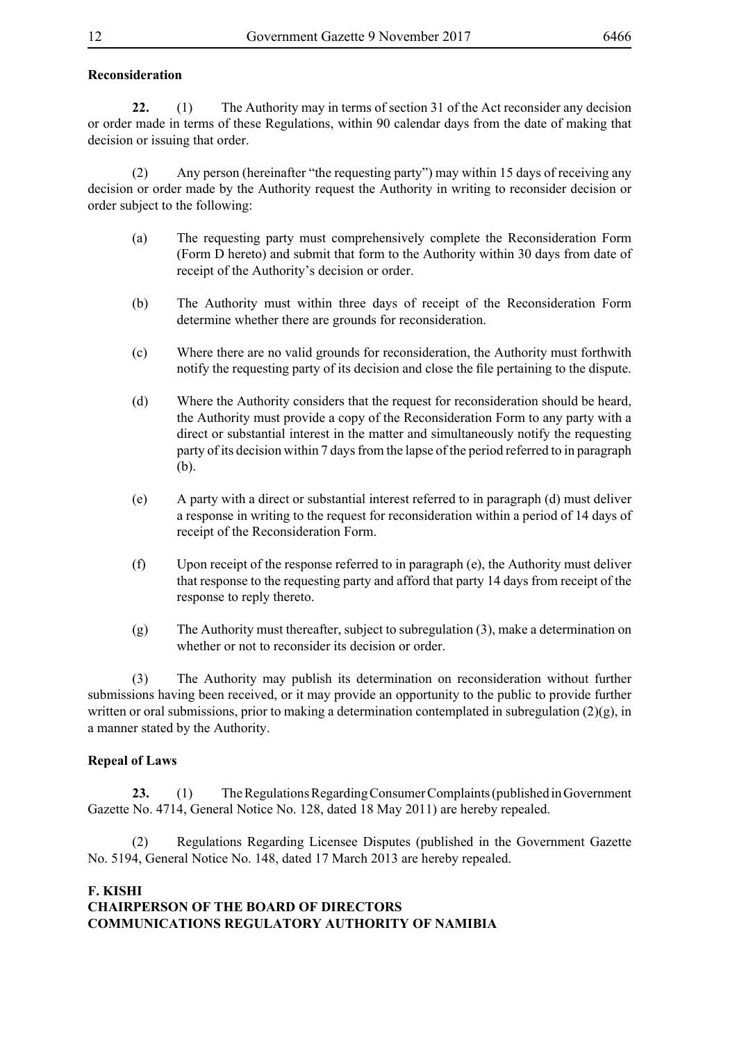**Reconsideration**

**22.** (1) The Authority may in terms of section 31 of the Act reconsider any decision or order made in terms of these Regulations, within 90 calendar days from the date of making that decision or issuing that order.

(2) Any person (hereinafter "the requesting party") may within 15 days of receiving any decision or order made by the Authority request the Authority in writing to reconsider decision or order subject to the following:

(a) The requesting party must comprehensively complete the Reconsideration Form (Form D hereto) and submit that form to the Authority within 30 days from date of receipt of the Authority's decision or order.

(b) The Authority must within three days of receipt of the Reconsideration Form determine whether there are grounds for reconsideration.

(c) Where there are no valid grounds for reconsideration, the Authority must forthwith notify the requesting party of its decision and close the file pertaining to the dispute.

(d) Where the Authority considers that the request for reconsideration should be heard, the Authority must provide a copy of the Reconsideration Form to any party with a direct or substantial interest in the matter and simultaneously notify the requesting party of its decision within 7 days from the lapse of the period referred to in paragraph (b).

(e) A party with a direct or substantial interest referred to in paragraph (d) must deliver a response in writing to the request for reconsideration within a period of 14 days of receipt of the Reconsideration Form.

(f) Upon receipt of the response referred to in paragraph (e), the Authority must deliver that response to the requesting party and afford that party 14 days from receipt of the response to reply thereto.

(g) The Authority must thereafter, subject to subregulation (3), make a determination on whether or not to reconsider its decision or order.

(3) The Authority may publish its determination on reconsideration without further submissions having been received, or it may provide an opportunity to the public to provide further written or oral submissions, prior to making a determination contemplated in subregulation (2)(g), in a manner stated by the Authority.

**Repeal of Laws**

**23.** (1) The Regulations Regarding Consumer Complaints (published in Government Gazette No. 4714, General Notice No. 128, dated 18 May 2011) are hereby repealed.

(2) Regulations Regarding Licensee Disputes (published in the Government Gazette No. 5194, General Notice No. 148, dated 17 March 2013 are hereby repealed.

**F. KISHI**
**CHAIRPERSON OF THE BOARD OF DIRECTORS**
**COMMUNICATIONS REGULATORY AUTHORITY OF NAMIBIA**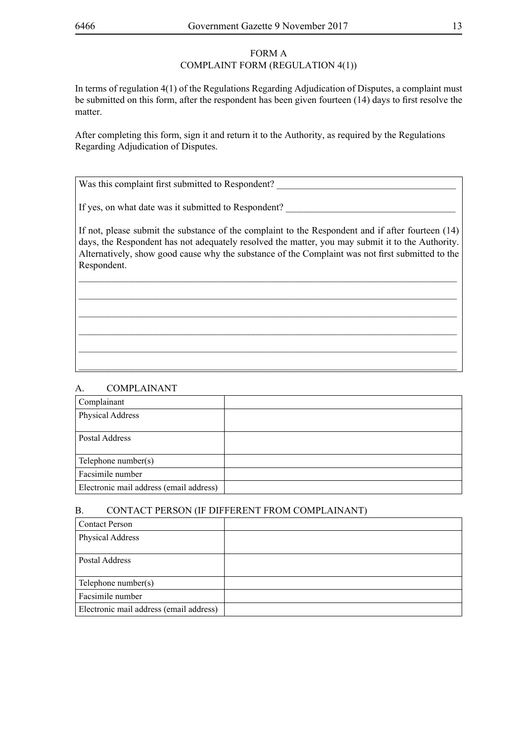# FORM A

## COMPLAINT FORM (REGULATION 4(1))

In terms of regulation 4(1) of the Regulations Regarding Adjudication of Disputes, a complaint must be submitted on this form, after the respondent has been given fourteen (14) days to first resolve the matter.

After completing this form, sign it and return it to the Authority, as required by the Regulations Regarding Adjudication of Disputes.

Was this complaint first submitted to Respondent? ____________________________________

If yes, on what date was it submitted to Respondent? ____________________________________

If not, please submit the substance of the complaint to the Respondent and if after fourteen (14) days, the Respondent has not adequately resolved the matter, you may submit it to the Authority. Alternatively, show good cause why the substance of the Complaint was not first submitted to the Respondent.

________________________________________________________________________________

________________________________________________________________________________

________________________________________________________________________________

________________________________________________________________________________

________________________________________________________________________________

________________________________________________________________________________

### A. COMPLAINANT

| Complainant | |
|---|---|
| Physical Address | |
| Postal Address | |
| Telephone number(s) | |
| Facsimile number | |
| Electronic mail address (email address) | |

### B. CONTACT PERSON (IF DIFFERENT FROM COMPLAINANT)

| Contact Person | |
|---|---|
| Physical Address | |
| Postal Address | |
| Telephone number(s) | |
| Facsimile number | |
| Electronic mail address (email address) | |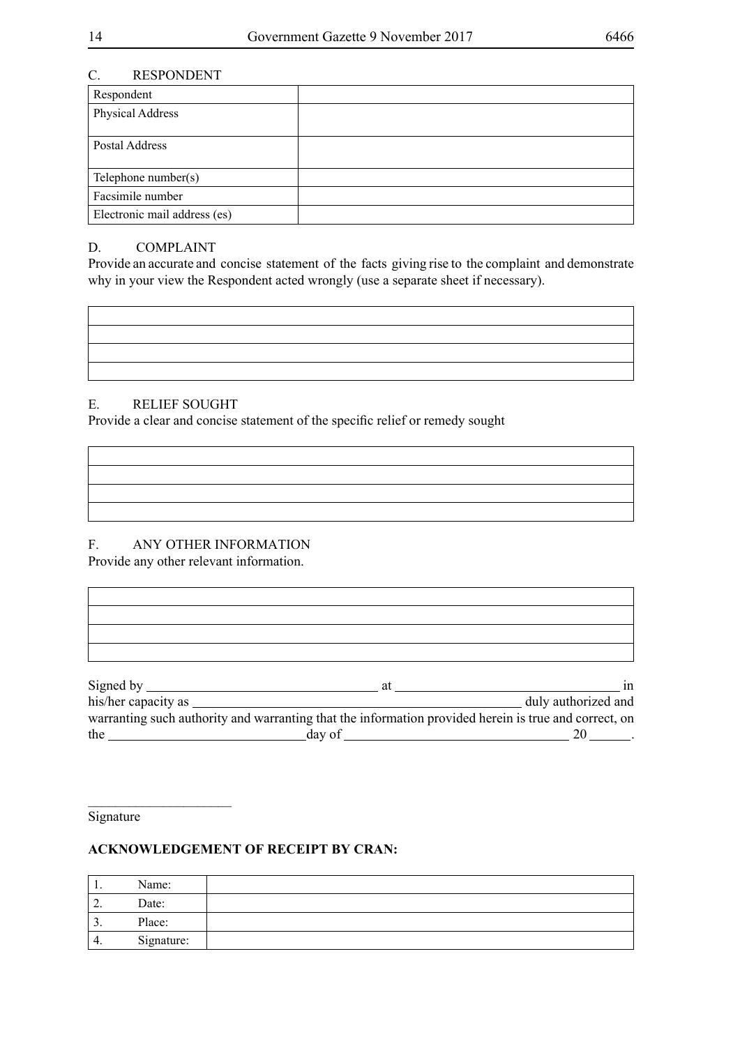## C. RESPONDENT

| Respondent | |
|---|---|
| Physical Address | |
| Postal Address | |
| Telephone number(s) | |
| Facsimile number | |
| Electronic mail address (es) | |

## D. COMPLAINT

Provide an accurate and concise statement of the facts giving rise to the complaint and demonstrate why in your view the Respondent acted wrongly (use a separate sheet if necessary).

| |
|---|
| |
| |
| |

## E. RELIEF SOUGHT

Provide a clear and concise statement of the specific relief or remedy sought

| |
|---|
| |
| |
| |

## F. ANY OTHER INFORMATION

Provide any other relevant information.

| |
|---|
| |
| |
| |

Signed by ________________________________ at ________________________________ in his/her capacity as ______________________________________________ duly authorized and warranting such authority and warranting that the information provided herein is true and correct, on the ____________________________day of ________________________________ 20 ______.

____________________

Signature

**ACKNOWLEDGEMENT OF RECEIPT BY CRAN:**

| 1. | Name: | |
|---|---|---|
| 2. | Date: | |
| 3. | Place: | |
| 4. | Signature: | |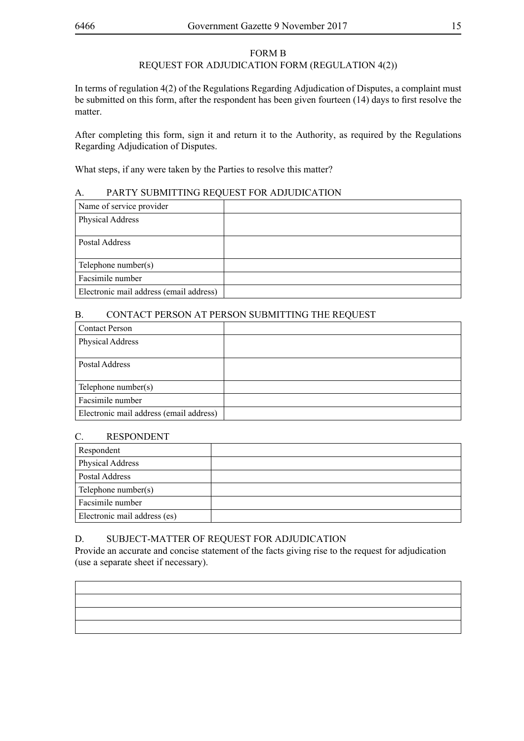FORM B

REQUEST FOR ADJUDICATION FORM (REGULATION 4(2))

In terms of regulation 4(2) of the Regulations Regarding Adjudication of Disputes, a complaint must be submitted on this form, after the respondent has been given fourteen (14) days to first resolve the matter.

After completing this form, sign it and return it to the Authority, as required by the Regulations Regarding Adjudication of Disputes.

What steps, if any were taken by the Parties to resolve this matter?

## A. PARTY SUBMITTING REQUEST FOR ADJUDICATION

| | |
|---|---|
| Name of service provider | |
| Physical Address | |
| Postal Address | |
| Telephone number(s) | |
| Facsimile number | |
| Electronic mail address (email address) | |

## B. CONTACT PERSON AT PERSON SUBMITTING THE REQUEST

| | |
|---|---|
| Contact Person | |
| Physical Address | |
| Postal Address | |
| Telephone number(s) | |
| Facsimile number | |
| Electronic mail address (email address) | |

## C. RESPONDENT

| | |
|---|---|
| Respondent | |
| Physical Address | |
| Postal Address | |
| Telephone number(s) | |
| Facsimile number | |
| Electronic mail address (es) | |

## D. SUBJECT-MATTER OF REQUEST FOR ADJUDICATION

Provide an accurate and concise statement of the facts giving rise to the request for adjudication (use a separate sheet if necessary).

| |
|---|
| |
| |
| |
| |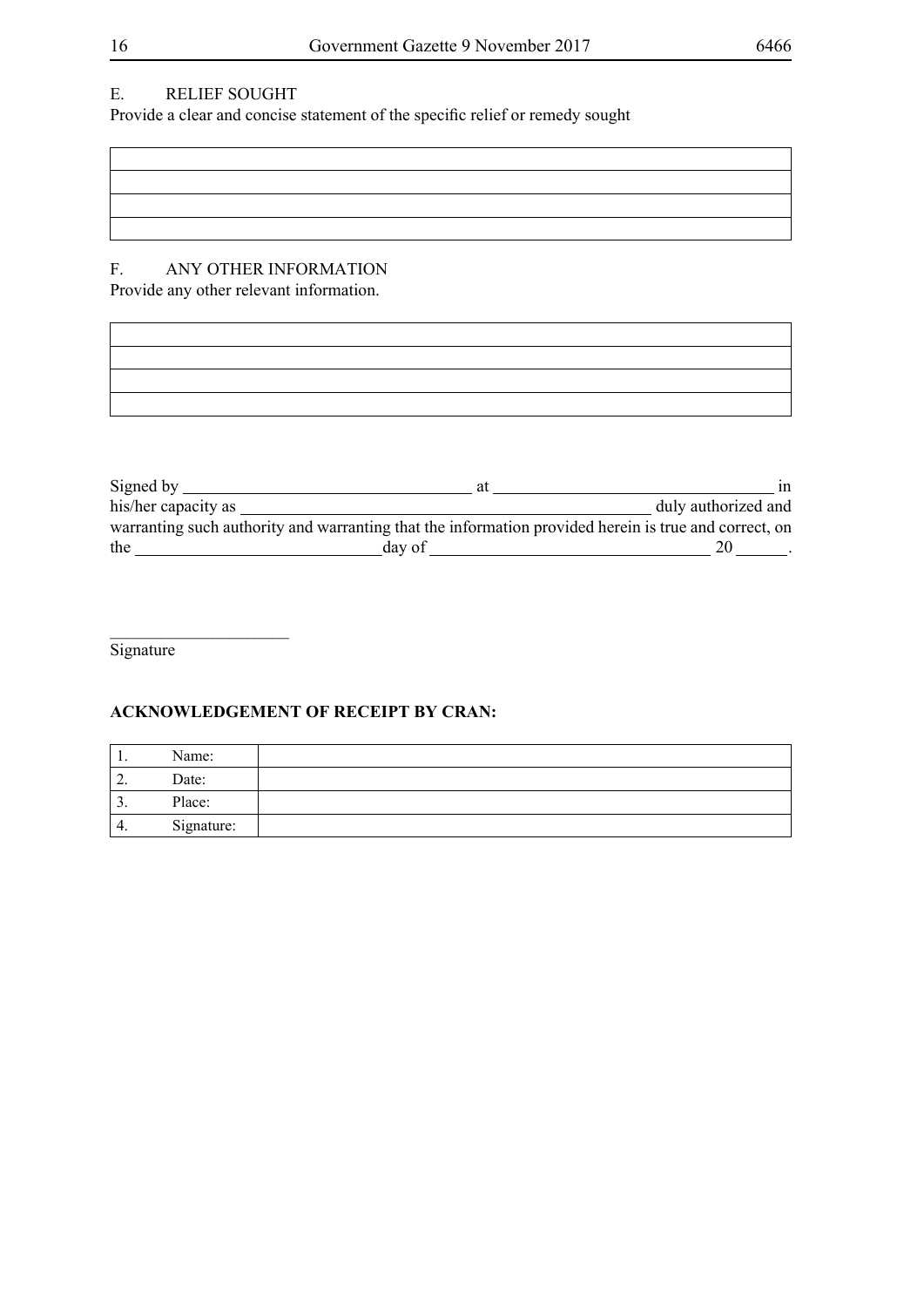## E. RELIEF SOUGHT

Provide a clear and concise statement of the specific relief or remedy sought

| |
|---|
| |
| |
| |

## F. ANY OTHER INFORMATION

Provide any other relevant information.

| |
|---|
| |
| |
| |

Signed by ______________________________ at ______________________________ in his/her capacity as ____________________________________________ duly authorized and warranting such authority and warranting that the information provided herein is true and correct, on the __________________________day of ______________________________ 20 _____.

_____________________
Signature

**ACKNOWLEDGEMENT OF RECEIPT BY CRAN:**

| | | |
|---|---|---|
| 1. | Name: | |
| 2. | Date: | |
| 3. | Place: | |
| 4. | Signature: | |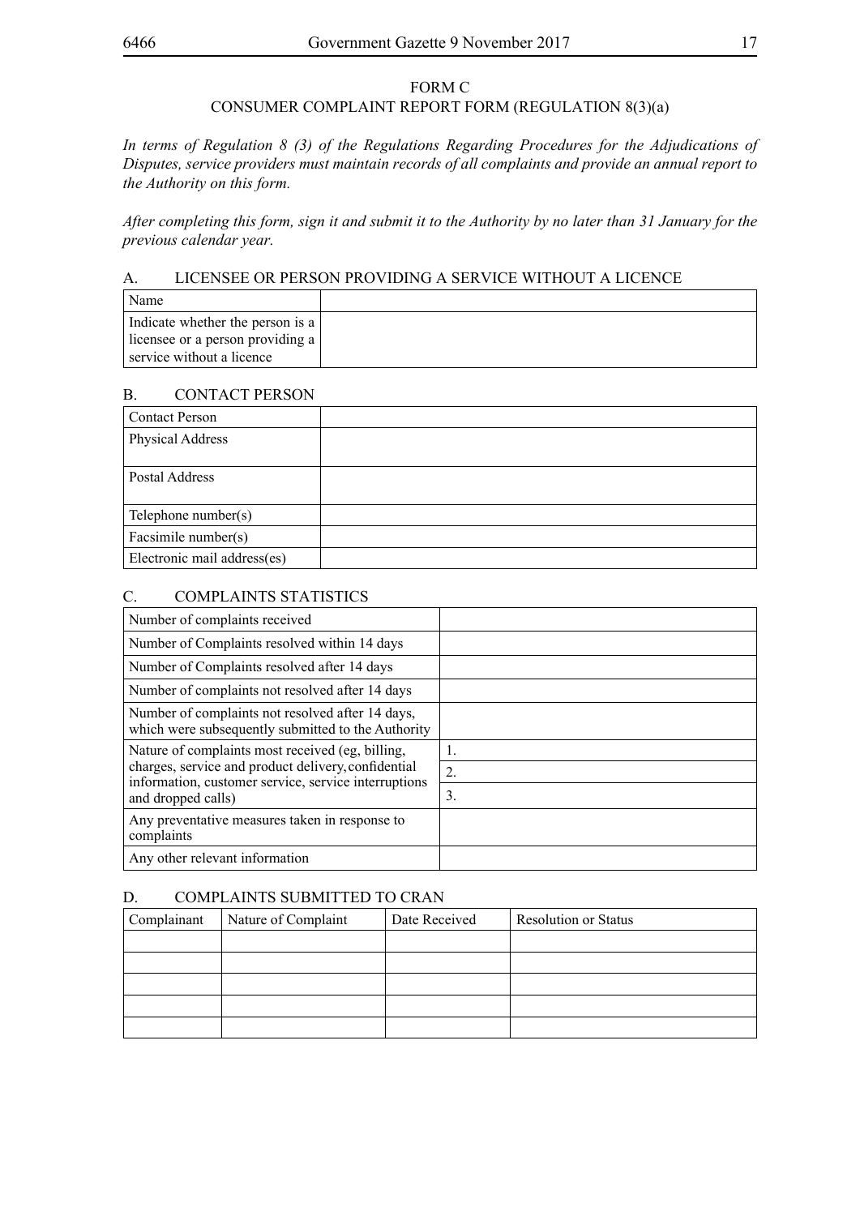FORM C

CONSUMER COMPLAINT REPORT FORM (REGULATION 8(3)(a)

*In terms of Regulation 8 (3) of the Regulations Regarding Procedures for the Adjudications of Disputes, service providers must maintain records of all complaints and provide an annual report to the Authority on this form.*

*After completing this form, sign it and submit it to the Authority by no later than 31 January for the previous calendar year.*

## A. LICENSEE OR PERSON PROVIDING A SERVICE WITHOUT A LICENCE

| Name | |
|---|---|
| Indicate whether the person is a licensee or a person providing a service without a licence | |

## B. CONTACT PERSON

| Contact Person | |
|---|---|
| Physical Address | |
| Postal Address | |
| Telephone number(s) | |
| Facsimile number(s) | |
| Electronic mail address(es) | |

## C. COMPLAINTS STATISTICS

| Number of complaints received | |
|---|---|
| Number of Complaints resolved within 14 days | |
| Number of Complaints resolved after 14 days | |
| Number of complaints not resolved after 14 days | |
| Number of complaints not resolved after 14 days, which were subsequently submitted to the Authority | |
| Nature of complaints most received (eg, billing, charges, service and product delivery, confidential information, customer service, service interruptions and dropped calls) | 1. |
| | 2. |
| | 3. |
| Any preventative measures taken in response to complaints | |
| Any other relevant information | |

## D. COMPLAINTS SUBMITTED TO CRAN

| Complainant | Nature of Complaint | Date Received | Resolution or Status |
|---|---|---|---|
| | | | |
| | | | |
| | | | |
| | | | |
| | | | |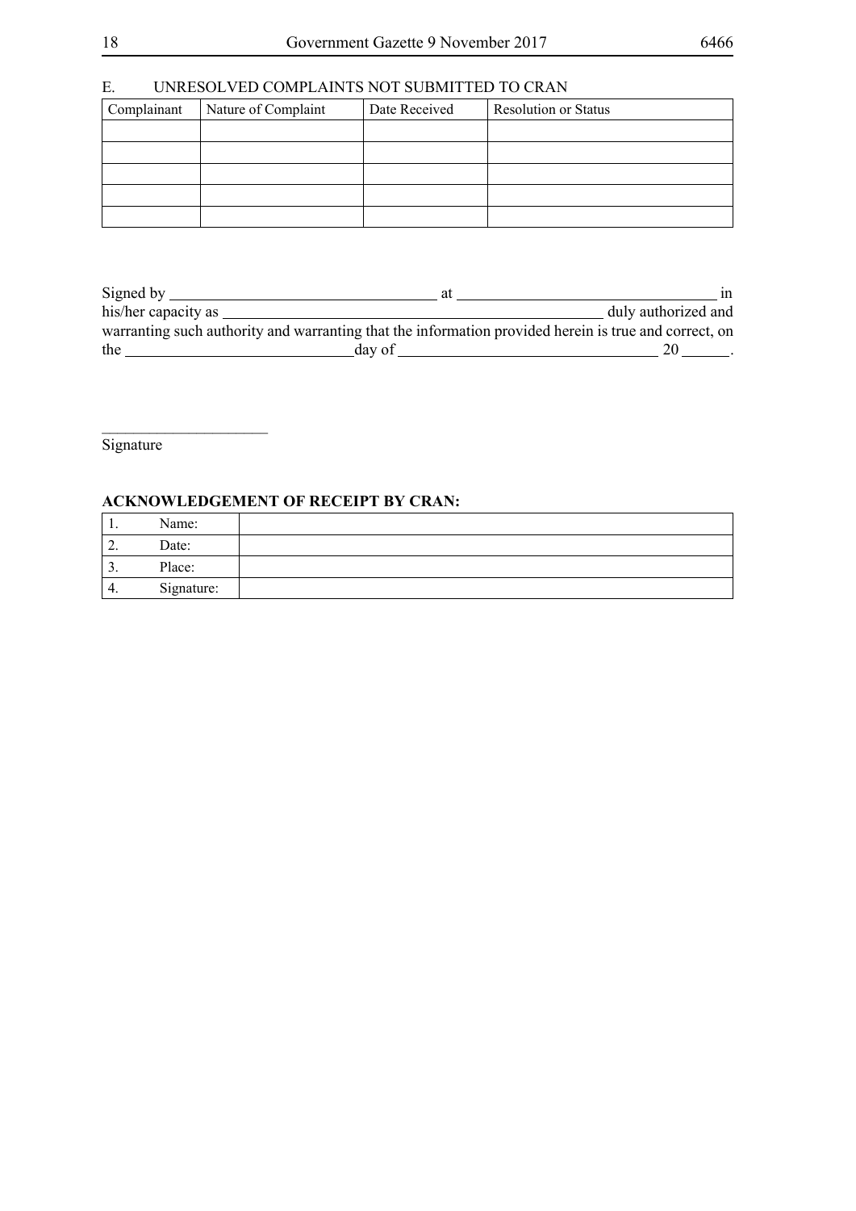## E. UNRESOLVED COMPLAINTS NOT SUBMITTED TO CRAN

| Complainant | Nature of Complaint | Date Received | Resolution or Status |
|---|---|---|---|
| | | | |
| | | | |
| | | | |
| | | | |
| | | | |

Signed by ________________________________ at ________________________________ in his/her capacity as ________________________________________________ duly authorized and warranting such authority and warranting that the information provided herein is true and correct, on the ____________________________day of ________________________________ 20 ______.

_____________________

Signature

**ACKNOWLEDGEMENT OF RECEIPT BY CRAN:**

| | | |
|---|---|---|
| 1. | Name: | |
| 2. | Date: | |
| 3. | Place: | |
| 4. | Signature: | |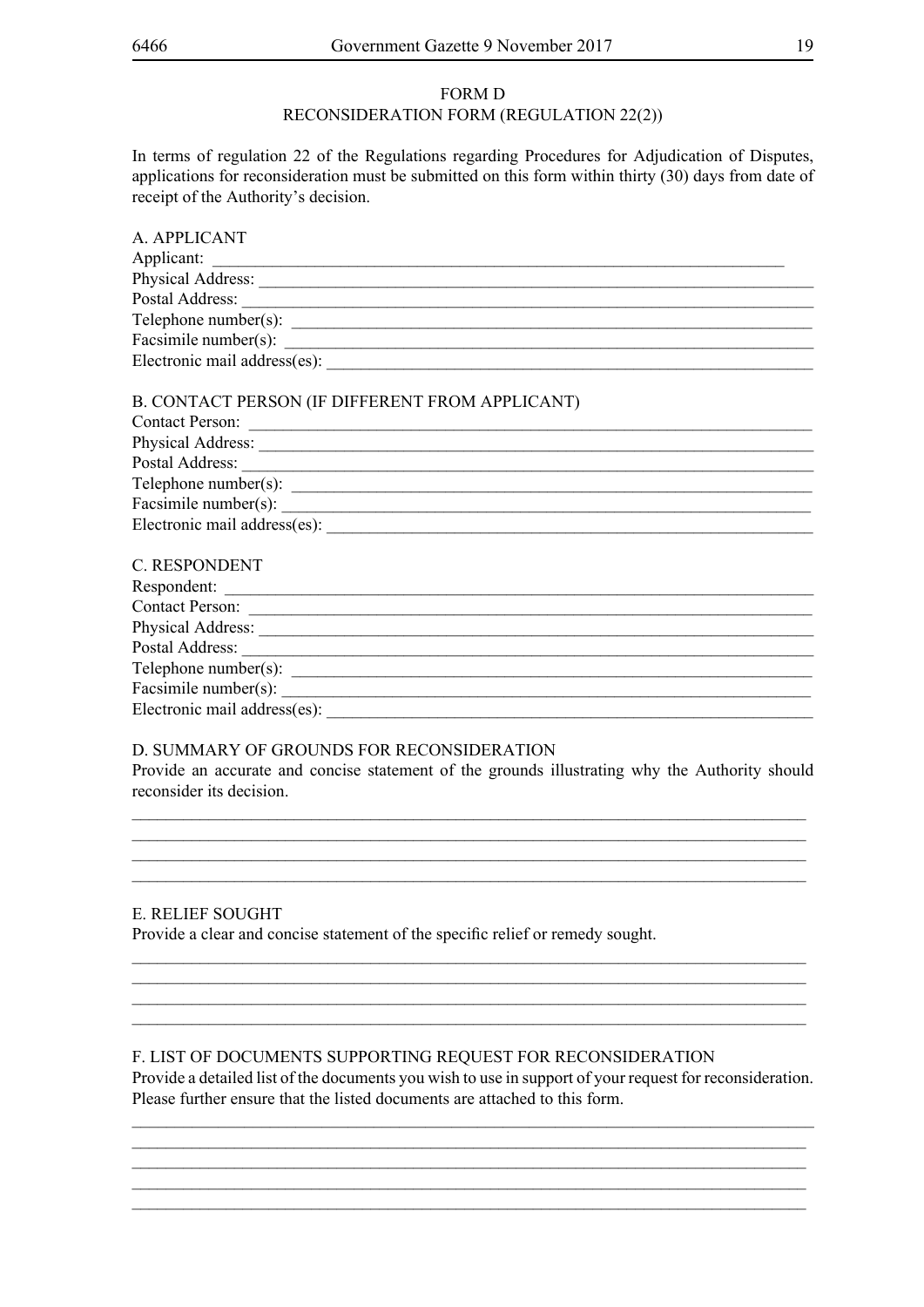# FORM D

## RECONSIDERATION FORM (REGULATION 22(2))

In terms of regulation 22 of the Regulations regarding Procedures for Adjudication of Disputes, applications for reconsideration must be submitted on this form within thirty (30) days from date of receipt of the Authority's decision.

### A. APPLICANT

Applicant: ______________________________________________________________________

Physical Address: ________________________________________________________________

Postal Address: __________________________________________________________________

Telephone number(s): _____________________________________________________________

Facsimile number(s): ______________________________________________________________

Electronic mail address(es): ________________________________________________________

### B. CONTACT PERSON (IF DIFFERENT FROM APPLICANT)

Contact Person: __________________________________________________________________

Physical Address: ________________________________________________________________

Postal Address: __________________________________________________________________

Telephone number(s): _____________________________________________________________

Facsimile number(s): ______________________________________________________________

Electronic mail address(es): ________________________________________________________

### C. RESPONDENT

Respondent: _____________________________________________________________________

Contact Person: __________________________________________________________________

Physical Address: ________________________________________________________________

Postal Address: __________________________________________________________________

Telephone number(s): _____________________________________________________________

Facsimile number(s): ______________________________________________________________

Electronic mail address(es): ________________________________________________________

### D. SUMMARY OF GROUNDS FOR RECONSIDERATION

Provide an accurate and concise statement of the grounds illustrating why the Authority should reconsider its decision.

_____________________________________________________________________________

_____________________________________________________________________________

_____________________________________________________________________________

_____________________________________________________________________________

### E. RELIEF SOUGHT

Provide a clear and concise statement of the specific relief or remedy sought.

_____________________________________________________________________________

_____________________________________________________________________________

_____________________________________________________________________________

_____________________________________________________________________________

### F. LIST OF DOCUMENTS SUPPORTING REQUEST FOR RECONSIDERATION

Provide a detailed list of the documents you wish to use in support of your request for reconsideration. Please further ensure that the listed documents are attached to this form.

_____________________________________________________________________________

_____________________________________________________________________________

_____________________________________________________________________________

_____________________________________________________________________________

_____________________________________________________________________________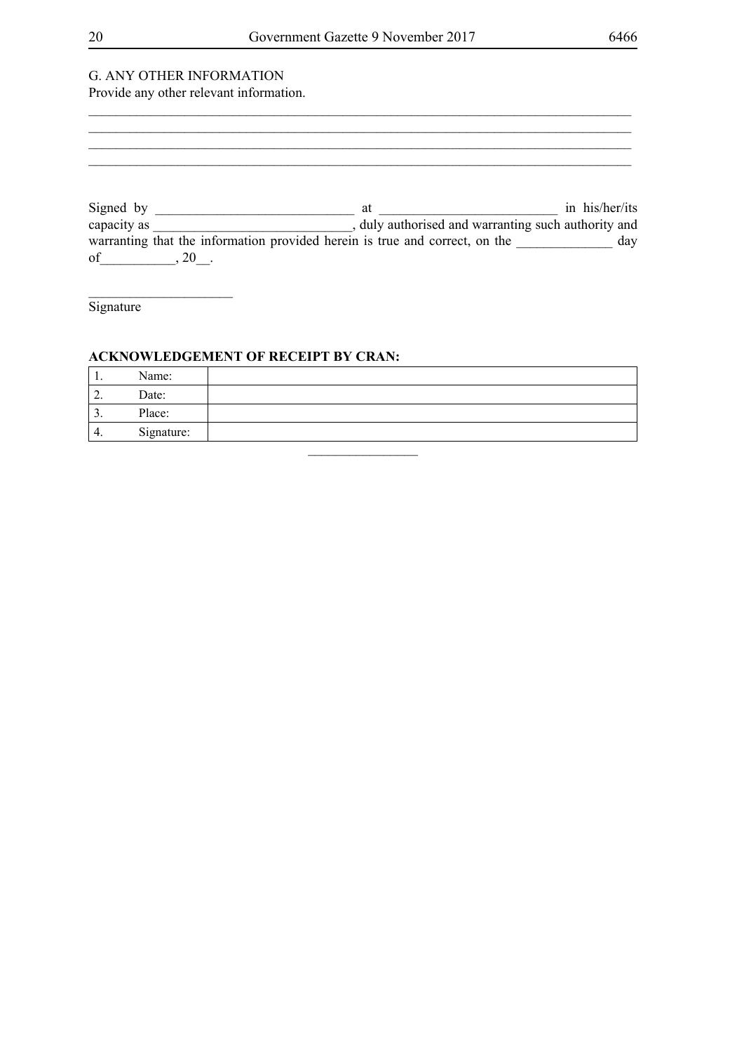G. ANY OTHER INFORMATION

Provide any other relevant information.

______________________________________________________________________________
______________________________________________________________________________
______________________________________________________________________________
______________________________________________________________________________

Signed by ____________________________ at _________________________ in his/her/its capacity as ____________________________, duly authorised and warranting such authority and warranting that the information provided herein is true and correct, on the _____________ day of__________, 20__.

____________________

Signature

**ACKNOWLEDGEMENT OF RECEIPT BY CRAN:**

| | | |
|---|---|---|
| 1. | Name: | |
| 2. | Date: | |
| 3. | Place: | |
| 4. | Signature: | |

________________